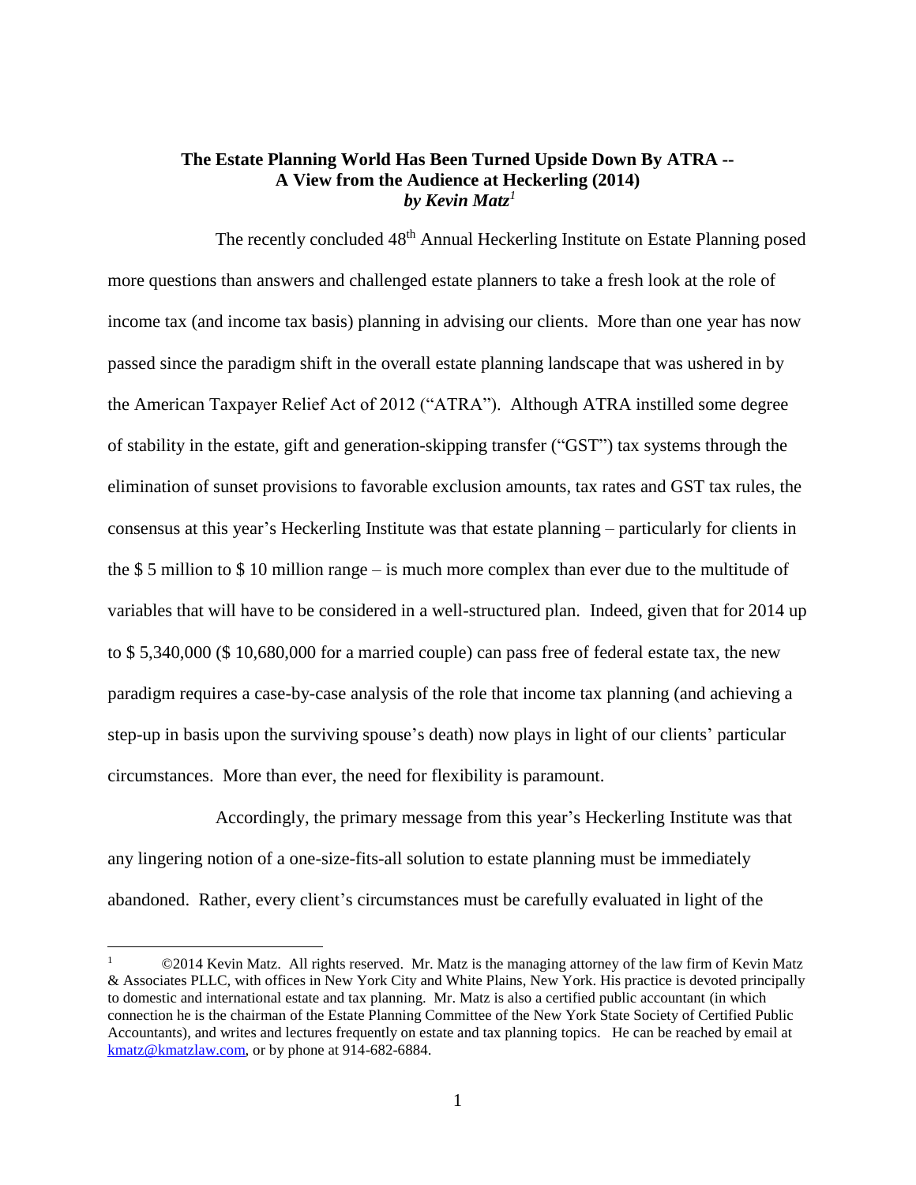**The Estate Planning World Has Been Turned Upside Down By ATRA -- A View from the Audience at Heckerling (2014)**
***by Kevin Matz*[1]**

The recently concluded 48th Annual Heckerling Institute on Estate Planning posed more questions than answers and challenged estate planners to take a fresh look at the role of income tax (and income tax basis) planning in advising our clients. More than one year has now passed since the paradigm shift in the overall estate planning landscape that was ushered in by the American Taxpayer Relief Act of 2012 ("ATRA"). Although ATRA instilled some degree of stability in the estate, gift and generation-skipping transfer ("GST") tax systems through the elimination of sunset provisions to favorable exclusion amounts, tax rates and GST tax rules, the consensus at this year's Heckerling Institute was that estate planning – particularly for clients in the $ 5 million to $ 10 million range – is much more complex than ever due to the multitude of variables that will have to be considered in a well-structured plan. Indeed, given that for 2014 up to $ 5,340,000 ($ 10,680,000 for a married couple) can pass free of federal estate tax, the new paradigm requires a case-by-case analysis of the role that income tax planning (and achieving a step-up in basis upon the surviving spouse's death) now plays in light of our clients' particular circumstances. More than ever, the need for flexibility is paramount.

Accordingly, the primary message from this year's Heckerling Institute was that any lingering notion of a one-size-fits-all solution to estate planning must be immediately abandoned. Rather, every client's circumstances must be carefully evaluated in light of the

---

[1] ©2014 Kevin Matz. All rights reserved. Mr. Matz is the managing attorney of the law firm of Kevin Matz & Associates PLLC, with offices in New York City and White Plains, New York. His practice is devoted principally to domestic and international estate and tax planning. Mr. Matz is also a certified public accountant (in which connection he is the chairman of the Estate Planning Committee of the New York State Society of Certified Public Accountants), and writes and lectures frequently on estate and tax planning topics. He can be reached by email at kmatz@kmatzlaw.com, or by phone at 914-682-6884.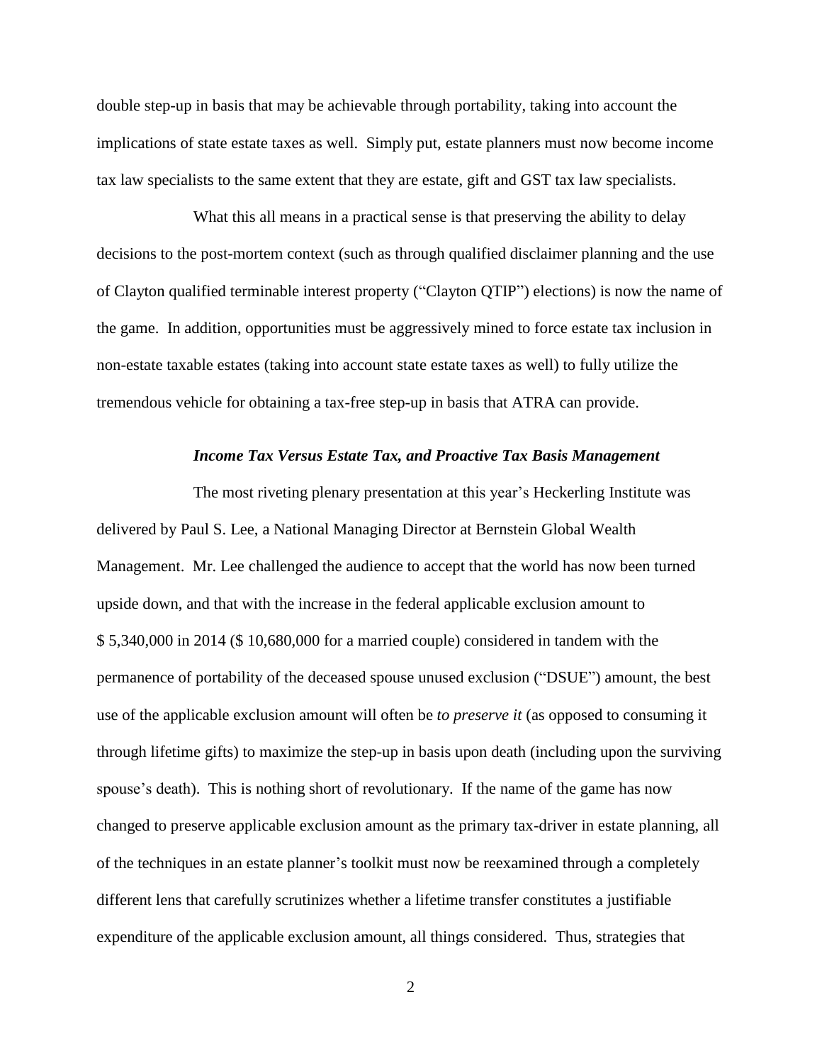double step-up in basis that may be achievable through portability, taking into account the implications of state estate taxes as well. Simply put, estate planners must now become income tax law specialists to the same extent that they are estate, gift and GST tax law specialists.

What this all means in a practical sense is that preserving the ability to delay decisions to the post-mortem context (such as through qualified disclaimer planning and the use of Clayton qualified terminable interest property ("Clayton QTIP") elections) is now the name of the game. In addition, opportunities must be aggressively mined to force estate tax inclusion in non-estate taxable estates (taking into account state estate taxes as well) to fully utilize the tremendous vehicle for obtaining a tax-free step-up in basis that ATRA can provide.

### *Income Tax Versus Estate Tax, and Proactive Tax Basis Management*

The most riveting plenary presentation at this year's Heckerling Institute was delivered by Paul S. Lee, a National Managing Director at Bernstein Global Wealth Management. Mr. Lee challenged the audience to accept that the world has now been turned upside down, and that with the increase in the federal applicable exclusion amount to $ 5,340,000 in 2014 ($ 10,680,000 for a married couple) considered in tandem with the permanence of portability of the deceased spouse unused exclusion ("DSUE") amount, the best use of the applicable exclusion amount will often be *to preserve it* (as opposed to consuming it through lifetime gifts) to maximize the step-up in basis upon death (including upon the surviving spouse's death). This is nothing short of revolutionary. If the name of the game has now changed to preserve applicable exclusion amount as the primary tax-driver in estate planning, all of the techniques in an estate planner's toolkit must now be reexamined through a completely different lens that carefully scrutinizes whether a lifetime transfer constitutes a justifiable expenditure of the applicable exclusion amount, all things considered. Thus, strategies that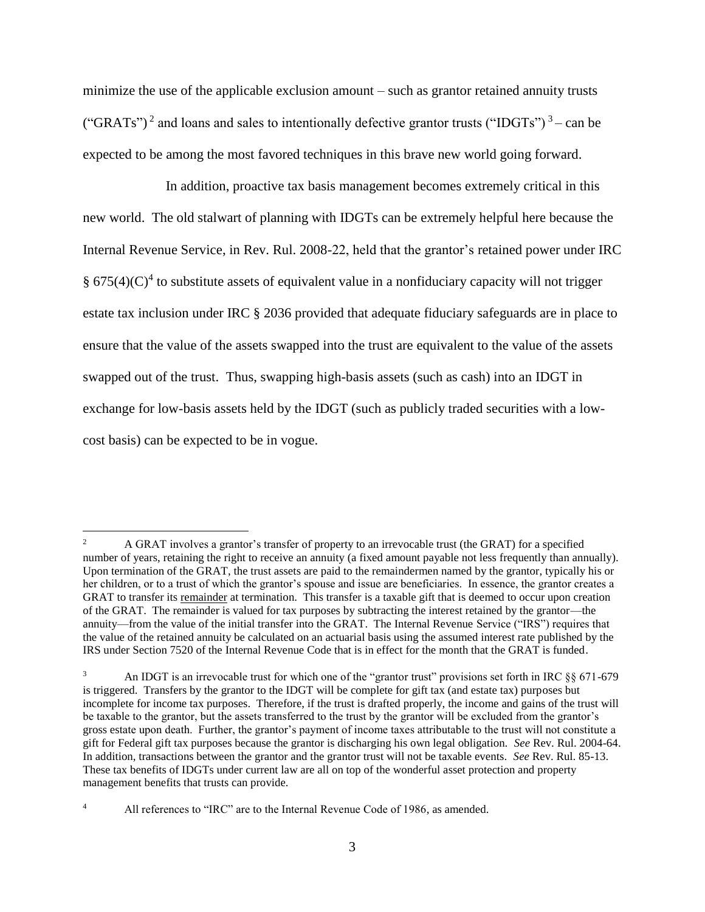minimize the use of the applicable exclusion amount – such as grantor retained annuity trusts ("GRATs")[2] and loans and sales to intentionally defective grantor trusts ("IDGTs")[3] – can be expected to be among the most favored techniques in this brave new world going forward.

In addition, proactive tax basis management becomes extremely critical in this new world. The old stalwart of planning with IDGTs can be extremely helpful here because the Internal Revenue Service, in Rev. Rul. 2008-22, held that the grantor's retained power under IRC § 675(4)(C)[4] to substitute assets of equivalent value in a nonfiduciary capacity will not trigger estate tax inclusion under IRC § 2036 provided that adequate fiduciary safeguards are in place to ensure that the value of the assets swapped into the trust are equivalent to the value of the assets swapped out of the trust. Thus, swapping high-basis assets (such as cash) into an IDGT in exchange for low-basis assets held by the IDGT (such as publicly traded securities with a low-cost basis) can be expected to be in vogue.

---

[2] A GRAT involves a grantor's transfer of property to an irrevocable trust (the GRAT) for a specified number of years, retaining the right to receive an annuity (a fixed amount payable not less frequently than annually). Upon termination of the GRAT, the trust assets are paid to the remaindermen named by the grantor, typically his or her children, or to a trust of which the grantor's spouse and issue are beneficiaries. In essence, the grantor creates a GRAT to transfer its <u>remainder</u> at termination. This transfer is a taxable gift that is deemed to occur upon creation of the GRAT. The remainder is valued for tax purposes by subtracting the interest retained by the grantor—the annuity—from the value of the initial transfer into the GRAT. The Internal Revenue Service ("IRS") requires that the value of the retained annuity be calculated on an actuarial basis using the assumed interest rate published by the IRS under Section 7520 of the Internal Revenue Code that is in effect for the month that the GRAT is funded.

[3] An IDGT is an irrevocable trust for which one of the "grantor trust" provisions set forth in IRC §§ 671-679 is triggered. Transfers by the grantor to the IDGT will be complete for gift tax (and estate tax) purposes but incomplete for income tax purposes. Therefore, if the trust is drafted properly, the income and gains of the trust will be taxable to the grantor, but the assets transferred to the trust by the grantor will be excluded from the grantor's gross estate upon death. Further, the grantor's payment of income taxes attributable to the trust will not constitute a gift for Federal gift tax purposes because the grantor is discharging his own legal obligation. *See* Rev. Rul. 2004-64. In addition, transactions between the grantor and the grantor trust will not be taxable events. *See* Rev. Rul. 85-13. These tax benefits of IDGTs under current law are all on top of the wonderful asset protection and property management benefits that trusts can provide.

[4] All references to "IRC" are to the Internal Revenue Code of 1986, as amended.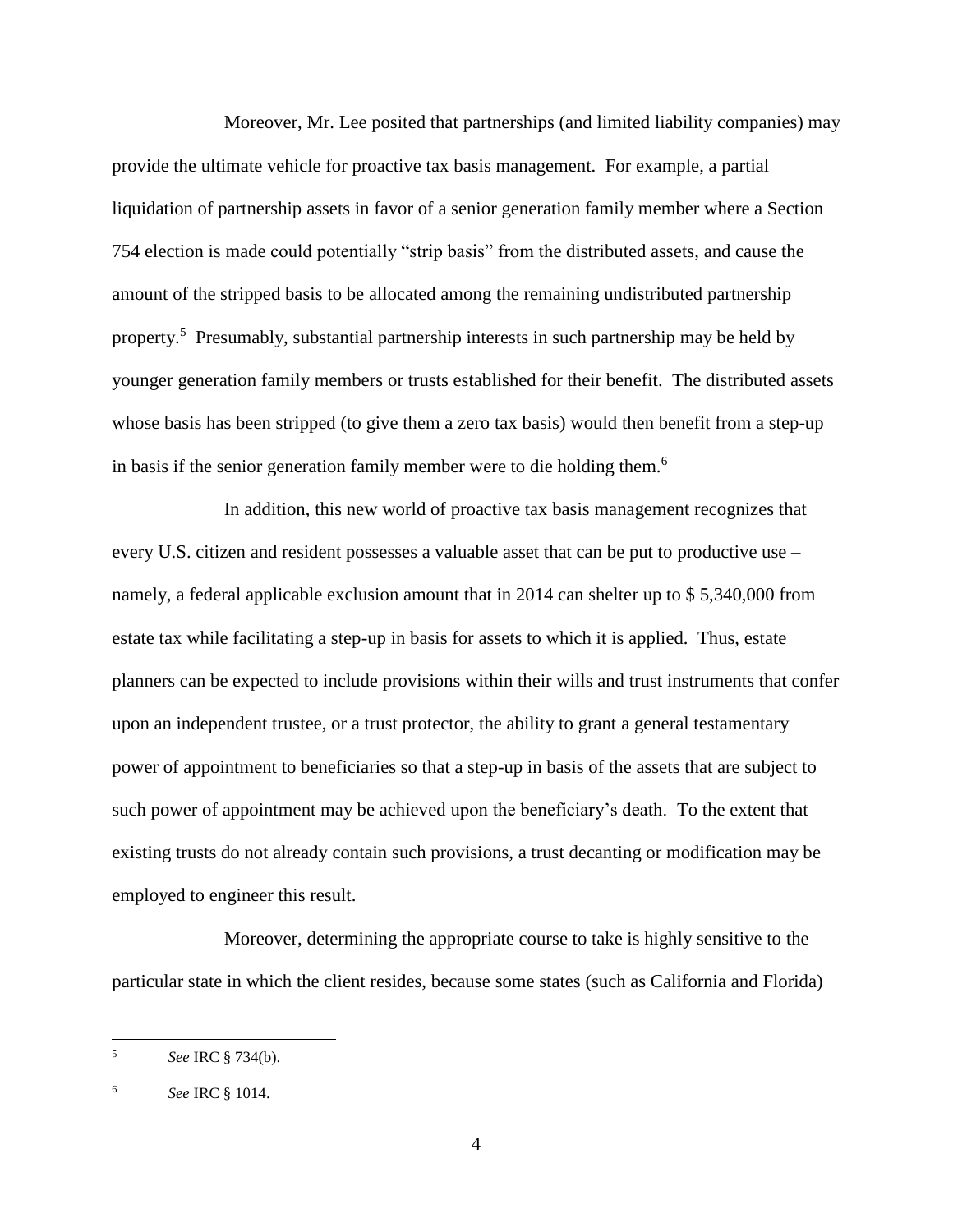Moreover, Mr. Lee posited that partnerships (and limited liability companies) may provide the ultimate vehicle for proactive tax basis management. For example, a partial liquidation of partnership assets in favor of a senior generation family member where a Section 754 election is made could potentially "strip basis" from the distributed assets, and cause the amount of the stripped basis to be allocated among the remaining undistributed partnership property.[5] Presumably, substantial partnership interests in such partnership may be held by younger generation family members or trusts established for their benefit. The distributed assets whose basis has been stripped (to give them a zero tax basis) would then benefit from a step-up in basis if the senior generation family member were to die holding them.[6]

In addition, this new world of proactive tax basis management recognizes that every U.S. citizen and resident possesses a valuable asset that can be put to productive use – namely, a federal applicable exclusion amount that in 2014 can shelter up to $ 5,340,000 from estate tax while facilitating a step-up in basis for assets to which it is applied. Thus, estate planners can be expected to include provisions within their wills and trust instruments that confer upon an independent trustee, or a trust protector, the ability to grant a general testamentary power of appointment to beneficiaries so that a step-up in basis of the assets that are subject to such power of appointment may be achieved upon the beneficiary's death. To the extent that existing trusts do not already contain such provisions, a trust decanting or modification may be employed to engineer this result.

Moreover, determining the appropriate course to take is highly sensitive to the particular state in which the client resides, because some states (such as California and Florida)

---

[5] *See* IRC § 734(b).

[6] *See* IRC § 1014.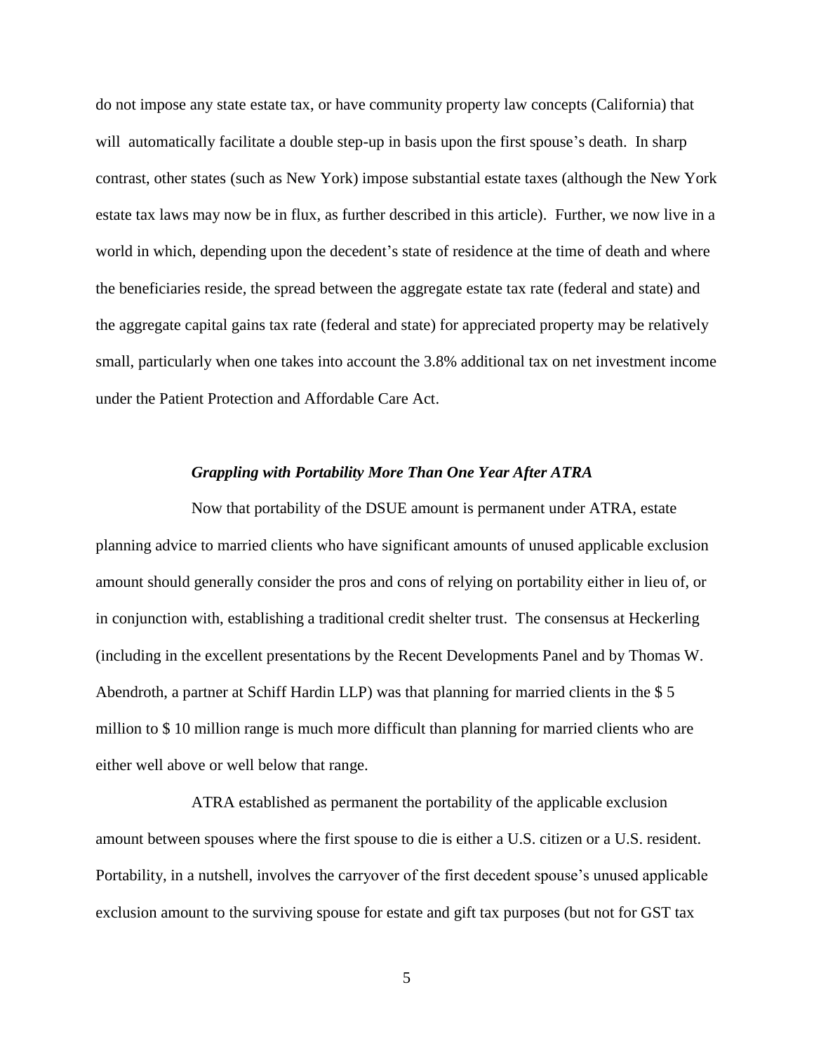do not impose any state estate tax, or have community property law concepts (California) that will automatically facilitate a double step-up in basis upon the first spouse's death. In sharp contrast, other states (such as New York) impose substantial estate taxes (although the New York estate tax laws may now be in flux, as further described in this article). Further, we now live in a world in which, depending upon the decedent's state of residence at the time of death and where the beneficiaries reside, the spread between the aggregate estate tax rate (federal and state) and the aggregate capital gains tax rate (federal and state) for appreciated property may be relatively small, particularly when one takes into account the 3.8% additional tax on net investment income under the Patient Protection and Affordable Care Act.

### *Grappling with Portability More Than One Year After ATRA*

Now that portability of the DSUE amount is permanent under ATRA, estate planning advice to married clients who have significant amounts of unused applicable exclusion amount should generally consider the pros and cons of relying on portability either in lieu of, or in conjunction with, establishing a traditional credit shelter trust. The consensus at Heckerling (including in the excellent presentations by the Recent Developments Panel and by Thomas W. Abendroth, a partner at Schiff Hardin LLP) was that planning for married clients in the $ 5 million to $ 10 million range is much more difficult than planning for married clients who are either well above or well below that range.

ATRA established as permanent the portability of the applicable exclusion amount between spouses where the first spouse to die is either a U.S. citizen or a U.S. resident. Portability, in a nutshell, involves the carryover of the first decedent spouse's unused applicable exclusion amount to the surviving spouse for estate and gift tax purposes (but not for GST tax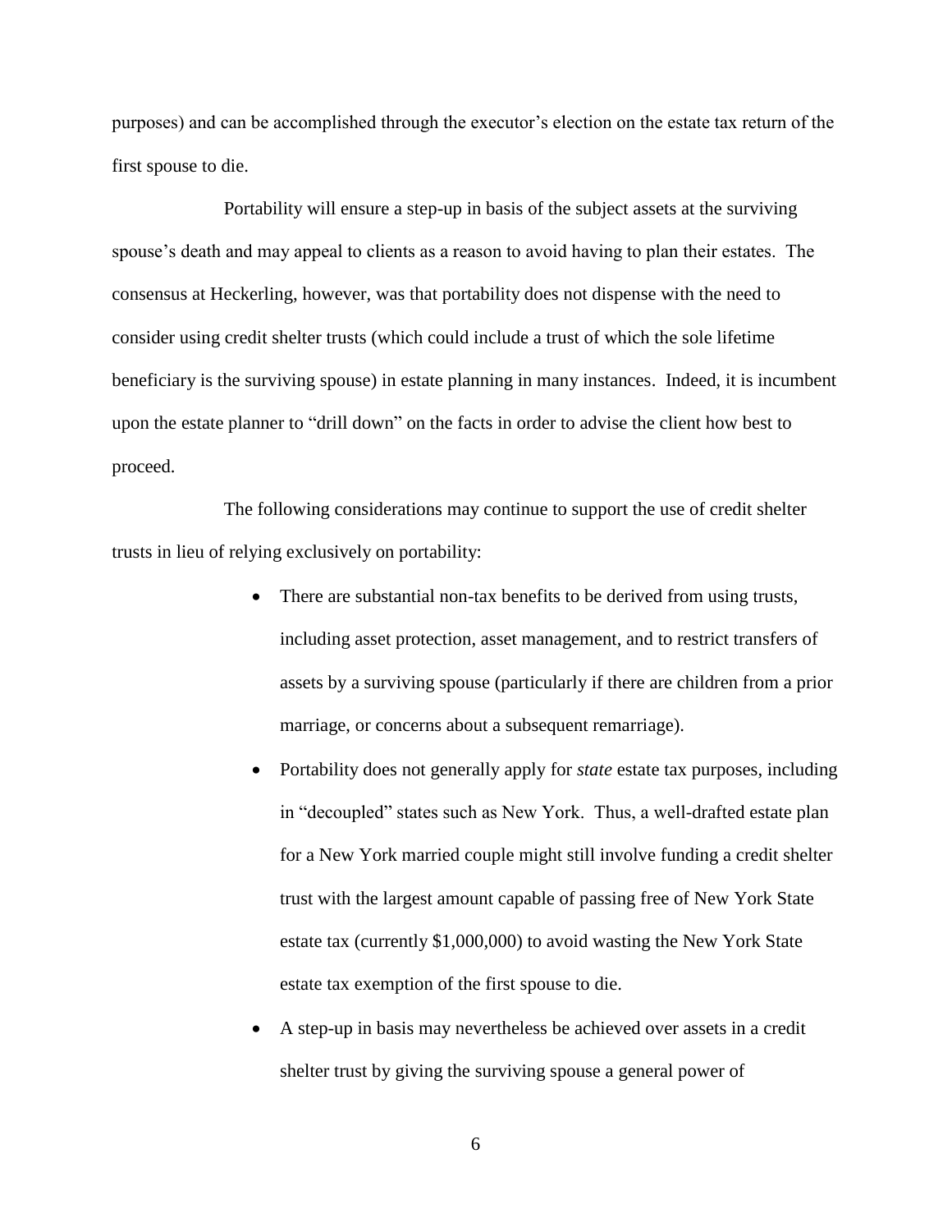purposes) and can be accomplished through the executor's election on the estate tax return of the first spouse to die.

Portability will ensure a step-up in basis of the subject assets at the surviving spouse's death and may appeal to clients as a reason to avoid having to plan their estates. The consensus at Heckerling, however, was that portability does not dispense with the need to consider using credit shelter trusts (which could include a trust of which the sole lifetime beneficiary is the surviving spouse) in estate planning in many instances. Indeed, it is incumbent upon the estate planner to "drill down" on the facts in order to advise the client how best to proceed.

The following considerations may continue to support the use of credit shelter trusts in lieu of relying exclusively on portability:

- There are substantial non-tax benefits to be derived from using trusts, including asset protection, asset management, and to restrict transfers of assets by a surviving spouse (particularly if there are children from a prior marriage, or concerns about a subsequent remarriage).
- Portability does not generally apply for *state* estate tax purposes, including in "decoupled" states such as New York. Thus, a well-drafted estate plan for a New York married couple might still involve funding a credit shelter trust with the largest amount capable of passing free of New York State estate tax (currently $1,000,000) to avoid wasting the New York State estate tax exemption of the first spouse to die.
- A step-up in basis may nevertheless be achieved over assets in a credit shelter trust by giving the surviving spouse a general power of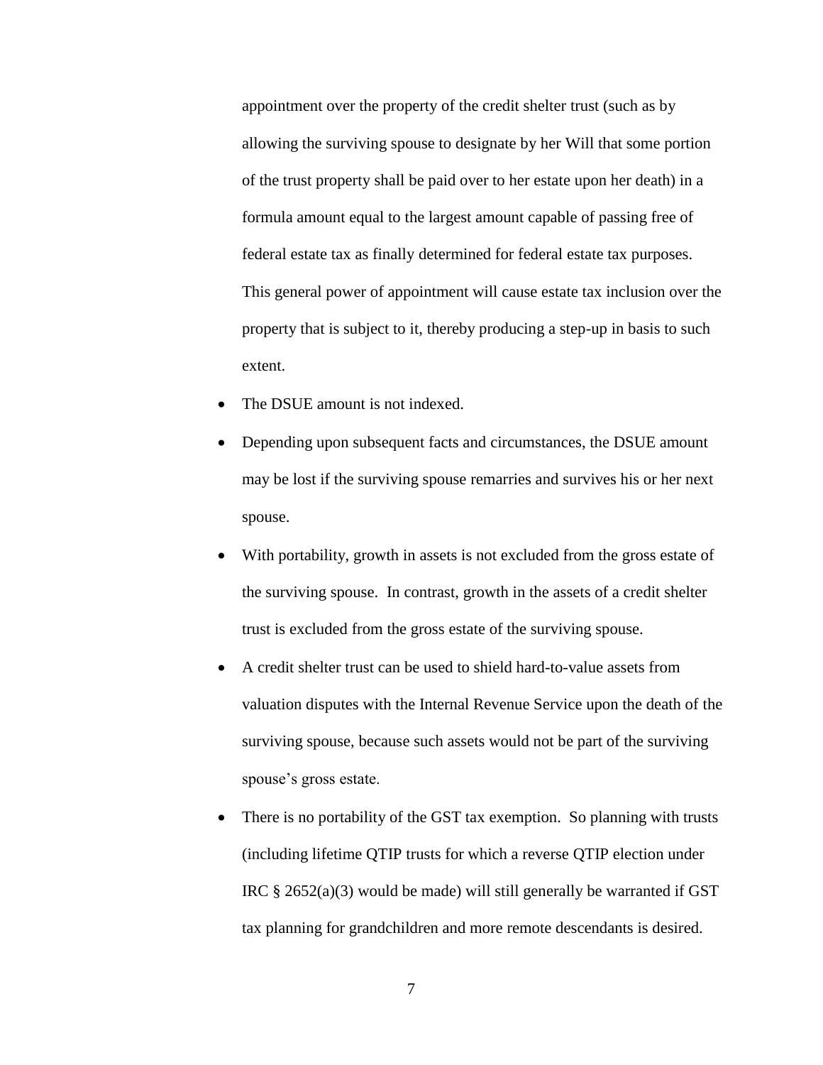appointment over the property of the credit shelter trust (such as by allowing the surviving spouse to designate by her Will that some portion of the trust property shall be paid over to her estate upon her death) in a formula amount equal to the largest amount capable of passing free of federal estate tax as finally determined for federal estate tax purposes. This general power of appointment will cause estate tax inclusion over the property that is subject to it, thereby producing a step-up in basis to such extent.

- The DSUE amount is not indexed.
- Depending upon subsequent facts and circumstances, the DSUE amount may be lost if the surviving spouse remarries and survives his or her next spouse.
- With portability, growth in assets is not excluded from the gross estate of the surviving spouse. In contrast, growth in the assets of a credit shelter trust is excluded from the gross estate of the surviving spouse.
- A credit shelter trust can be used to shield hard-to-value assets from valuation disputes with the Internal Revenue Service upon the death of the surviving spouse, because such assets would not be part of the surviving spouse's gross estate.
- There is no portability of the GST tax exemption. So planning with trusts (including lifetime QTIP trusts for which a reverse QTIP election under IRC § 2652(a)(3) would be made) will still generally be warranted if GST tax planning for grandchildren and more remote descendants is desired.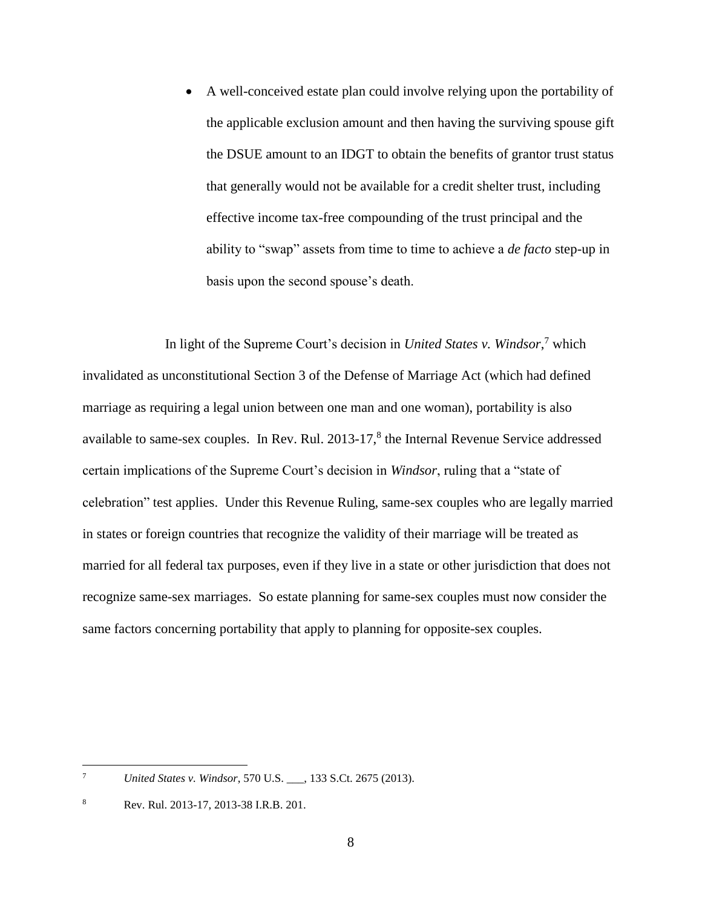- A well-conceived estate plan could involve relying upon the portability of the applicable exclusion amount and then having the surviving spouse gift the DSUE amount to an IDGT to obtain the benefits of grantor trust status that generally would not be available for a credit shelter trust, including effective income tax-free compounding of the trust principal and the ability to "swap" assets from time to time to achieve a *de facto* step-up in basis upon the second spouse's death.

In light of the Supreme Court's decision in *United States v. Windsor*,[7] which invalidated as unconstitutional Section 3 of the Defense of Marriage Act (which had defined marriage as requiring a legal union between one man and one woman), portability is also available to same-sex couples. In Rev. Rul. 2013-17,[8] the Internal Revenue Service addressed certain implications of the Supreme Court's decision in *Windsor*, ruling that a "state of celebration" test applies. Under this Revenue Ruling, same-sex couples who are legally married in states or foreign countries that recognize the validity of their marriage will be treated as married for all federal tax purposes, even if they live in a state or other jurisdiction that does not recognize same-sex marriages. So estate planning for same-sex couples must now consider the same factors concerning portability that apply to planning for opposite-sex couples.

---

[7] *United States v. Windsor*, 570 U.S. ___, 133 S.Ct. 2675 (2013).

[8] Rev. Rul. 2013-17, 2013-38 I.R.B. 201.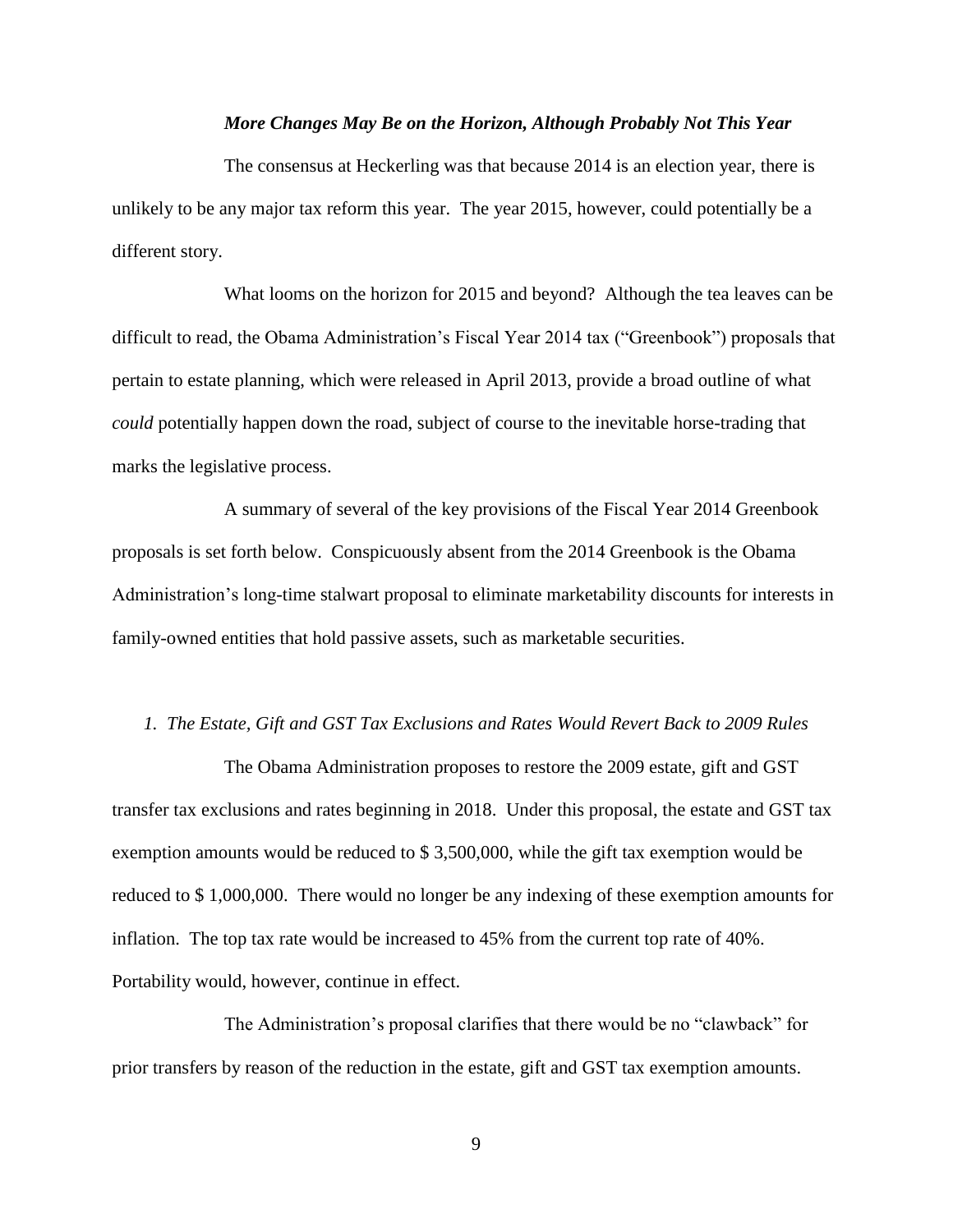### *More Changes May Be on the Horizon, Although Probably Not This Year*

The consensus at Heckerling was that because 2014 is an election year, there is unlikely to be any major tax reform this year. The year 2015, however, could potentially be a different story.

What looms on the horizon for 2015 and beyond? Although the tea leaves can be difficult to read, the Obama Administration's Fiscal Year 2014 tax ("Greenbook") proposals that pertain to estate planning, which were released in April 2013, provide a broad outline of what *could* potentially happen down the road, subject of course to the inevitable horse-trading that marks the legislative process.

A summary of several of the key provisions of the Fiscal Year 2014 Greenbook proposals is set forth below. Conspicuously absent from the 2014 Greenbook is the Obama Administration's long-time stalwart proposal to eliminate marketability discounts for interests in family-owned entities that hold passive assets, such as marketable securities.

#### *1. The Estate, Gift and GST Tax Exclusions and Rates Would Revert Back to 2009 Rules*

The Obama Administration proposes to restore the 2009 estate, gift and GST transfer tax exclusions and rates beginning in 2018. Under this proposal, the estate and GST tax exemption amounts would be reduced to \$ 3,500,000, while the gift tax exemption would be reduced to \$ 1,000,000. There would no longer be any indexing of these exemption amounts for inflation. The top tax rate would be increased to 45% from the current top rate of 40%. Portability would, however, continue in effect.

The Administration's proposal clarifies that there would be no "clawback" for prior transfers by reason of the reduction in the estate, gift and GST tax exemption amounts.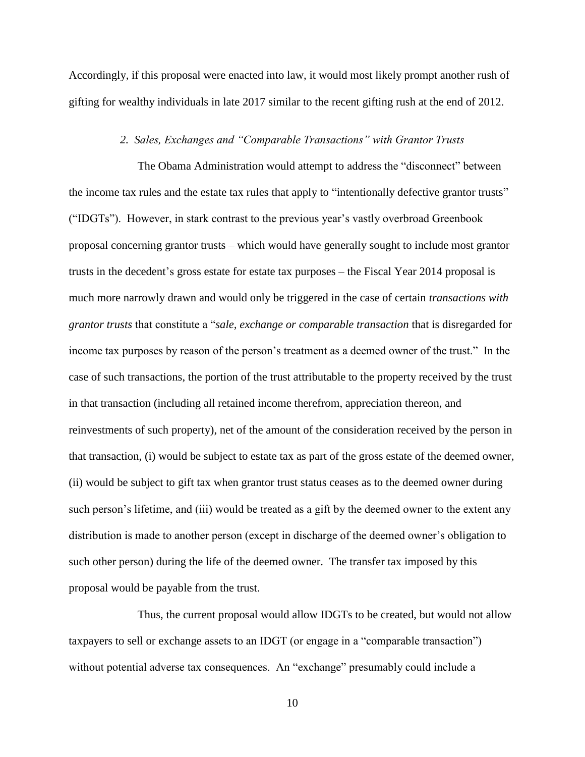Accordingly, if this proposal were enacted into law, it would most likely prompt another rush of gifting for wealthy individuals in late 2017 similar to the recent gifting rush at the end of 2012.

### *2. Sales, Exchanges and "Comparable Transactions" with Grantor Trusts*

The Obama Administration would attempt to address the "disconnect" between the income tax rules and the estate tax rules that apply to "intentionally defective grantor trusts" ("IDGTs"). However, in stark contrast to the previous year's vastly overbroad Greenbook proposal concerning grantor trusts – which would have generally sought to include most grantor trusts in the decedent's gross estate for estate tax purposes – the Fiscal Year 2014 proposal is much more narrowly drawn and would only be triggered in the case of certain *transactions with grantor trusts* that constitute a "*sale, exchange or comparable transaction* that is disregarded for income tax purposes by reason of the person's treatment as a deemed owner of the trust." In the case of such transactions, the portion of the trust attributable to the property received by the trust in that transaction (including all retained income therefrom, appreciation thereon, and reinvestments of such property), net of the amount of the consideration received by the person in that transaction, (i) would be subject to estate tax as part of the gross estate of the deemed owner, (ii) would be subject to gift tax when grantor trust status ceases as to the deemed owner during such person's lifetime, and (iii) would be treated as a gift by the deemed owner to the extent any distribution is made to another person (except in discharge of the deemed owner's obligation to such other person) during the life of the deemed owner. The transfer tax imposed by this proposal would be payable from the trust.

Thus, the current proposal would allow IDGTs to be created, but would not allow taxpayers to sell or exchange assets to an IDGT (or engage in a "comparable transaction") without potential adverse tax consequences. An "exchange" presumably could include a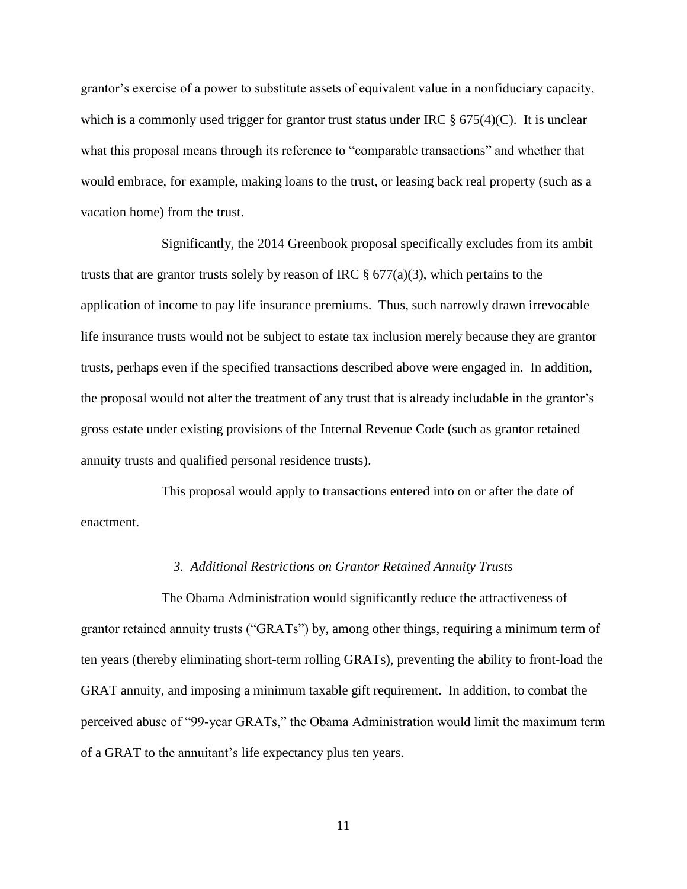grantor's exercise of a power to substitute assets of equivalent value in a nonfiduciary capacity, which is a commonly used trigger for grantor trust status under IRC § 675(4)(C). It is unclear what this proposal means through its reference to "comparable transactions" and whether that would embrace, for example, making loans to the trust, or leasing back real property (such as a vacation home) from the trust.

Significantly, the 2014 Greenbook proposal specifically excludes from its ambit trusts that are grantor trusts solely by reason of IRC § 677(a)(3), which pertains to the application of income to pay life insurance premiums. Thus, such narrowly drawn irrevocable life insurance trusts would not be subject to estate tax inclusion merely because they are grantor trusts, perhaps even if the specified transactions described above were engaged in. In addition, the proposal would not alter the treatment of any trust that is already includable in the grantor's gross estate under existing provisions of the Internal Revenue Code (such as grantor retained annuity trusts and qualified personal residence trusts).

This proposal would apply to transactions entered into on or after the date of enactment.

### *3. Additional Restrictions on Grantor Retained Annuity Trusts*

The Obama Administration would significantly reduce the attractiveness of grantor retained annuity trusts ("GRATs") by, among other things, requiring a minimum term of ten years (thereby eliminating short-term rolling GRATs), preventing the ability to front-load the GRAT annuity, and imposing a minimum taxable gift requirement. In addition, to combat the perceived abuse of "99-year GRATs," the Obama Administration would limit the maximum term of a GRAT to the annuitant's life expectancy plus ten years.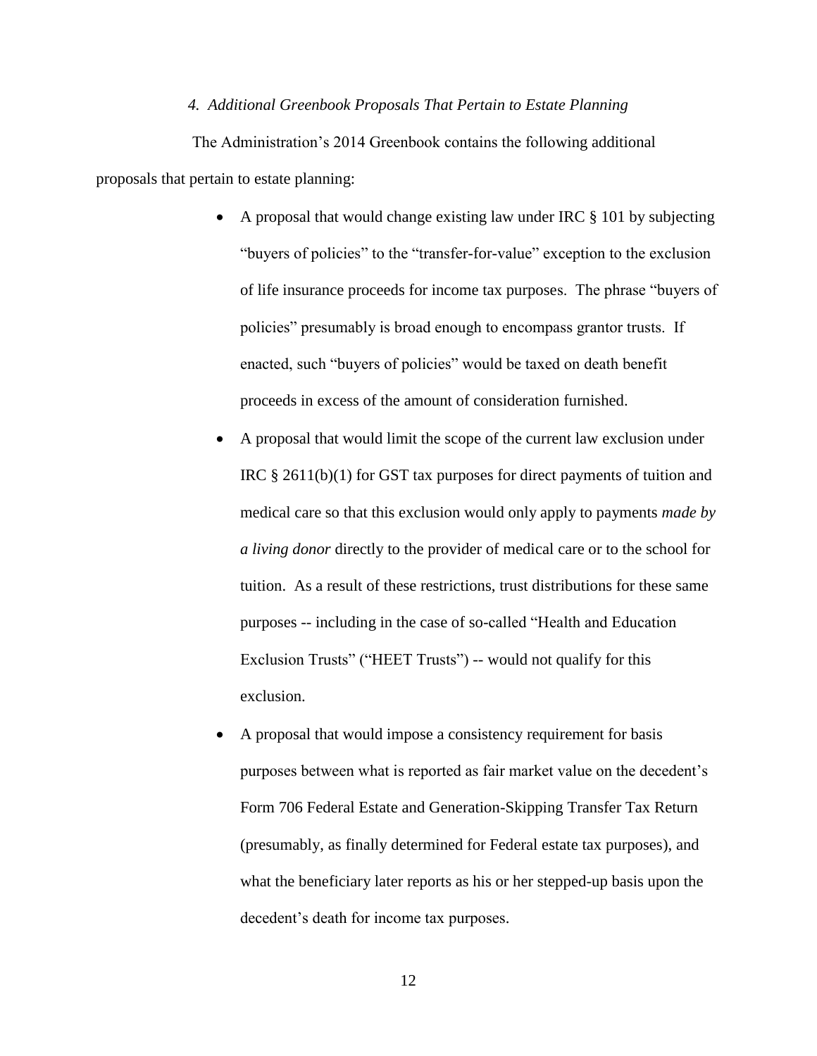### *4. Additional Greenbook Proposals That Pertain to Estate Planning*

The Administration's 2014 Greenbook contains the following additional proposals that pertain to estate planning:

- A proposal that would change existing law under IRC § 101 by subjecting "buyers of policies" to the "transfer-for-value" exception to the exclusion of life insurance proceeds for income tax purposes. The phrase "buyers of policies" presumably is broad enough to encompass grantor trusts. If enacted, such "buyers of policies" would be taxed on death benefit proceeds in excess of the amount of consideration furnished.
- A proposal that would limit the scope of the current law exclusion under IRC § 2611(b)(1) for GST tax purposes for direct payments of tuition and medical care so that this exclusion would only apply to payments *made by a living donor* directly to the provider of medical care or to the school for tuition. As a result of these restrictions, trust distributions for these same purposes -- including in the case of so-called "Health and Education Exclusion Trusts" ("HEET Trusts") -- would not qualify for this exclusion.
- A proposal that would impose a consistency requirement for basis purposes between what is reported as fair market value on the decedent's Form 706 Federal Estate and Generation-Skipping Transfer Tax Return (presumably, as finally determined for Federal estate tax purposes), and what the beneficiary later reports as his or her stepped-up basis upon the decedent's death for income tax purposes.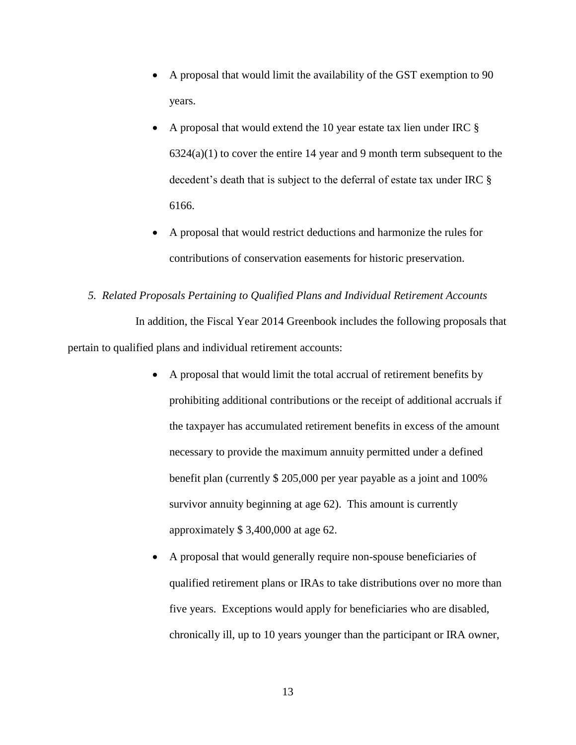- A proposal that would limit the availability of the GST exemption to 90 years.
- A proposal that would extend the 10 year estate tax lien under IRC § 6324(a)(1) to cover the entire 14 year and 9 month term subsequent to the decedent's death that is subject to the deferral of estate tax under IRC § 6166.
- A proposal that would restrict deductions and harmonize the rules for contributions of conservation easements for historic preservation.

*5. Related Proposals Pertaining to Qualified Plans and Individual Retirement Accounts*

In addition, the Fiscal Year 2014 Greenbook includes the following proposals that pertain to qualified plans and individual retirement accounts:

- A proposal that would limit the total accrual of retirement benefits by prohibiting additional contributions or the receipt of additional accruals if the taxpayer has accumulated retirement benefits in excess of the amount necessary to provide the maximum annuity permitted under a defined benefit plan (currently $ 205,000 per year payable as a joint and 100% survivor annuity beginning at age 62). This amount is currently approximately $ 3,400,000 at age 62.
- A proposal that would generally require non-spouse beneficiaries of qualified retirement plans or IRAs to take distributions over no more than five years. Exceptions would apply for beneficiaries who are disabled, chronically ill, up to 10 years younger than the participant or IRA owner,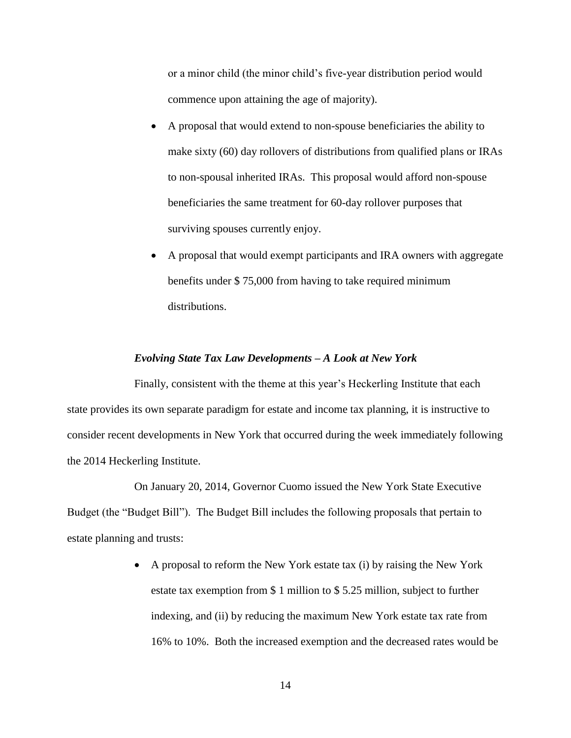or a minor child (the minor child's five-year distribution period would commence upon attaining the age of majority).

- A proposal that would extend to non-spouse beneficiaries the ability to make sixty (60) day rollovers of distributions from qualified plans or IRAs to non-spousal inherited IRAs. This proposal would afford non-spouse beneficiaries the same treatment for 60-day rollover purposes that surviving spouses currently enjoy.
- A proposal that would exempt participants and IRA owners with aggregate benefits under $ 75,000 from having to take required minimum distributions.

***Evolving State Tax Law Developments – A Look at New York***

Finally, consistent with the theme at this year's Heckerling Institute that each state provides its own separate paradigm for estate and income tax planning, it is instructive to consider recent developments in New York that occurred during the week immediately following the 2014 Heckerling Institute.

On January 20, 2014, Governor Cuomo issued the New York State Executive Budget (the "Budget Bill"). The Budget Bill includes the following proposals that pertain to estate planning and trusts:

- A proposal to reform the New York estate tax (i) by raising the New York estate tax exemption from $ 1 million to $ 5.25 million, subject to further indexing, and (ii) by reducing the maximum New York estate tax rate from 16% to 10%. Both the increased exemption and the decreased rates would be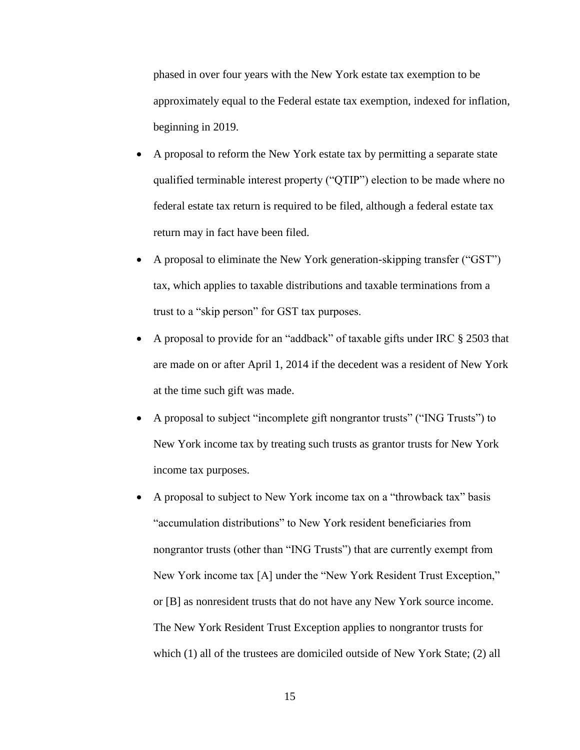phased in over four years with the New York estate tax exemption to be approximately equal to the Federal estate tax exemption, indexed for inflation, beginning in 2019.

- A proposal to reform the New York estate tax by permitting a separate state qualified terminable interest property ("QTIP") election to be made where no federal estate tax return is required to be filed, although a federal estate tax return may in fact have been filed.
- A proposal to eliminate the New York generation-skipping transfer ("GST") tax, which applies to taxable distributions and taxable terminations from a trust to a "skip person" for GST tax purposes.
- A proposal to provide for an "addback" of taxable gifts under IRC § 2503 that are made on or after April 1, 2014 if the decedent was a resident of New York at the time such gift was made.
- A proposal to subject "incomplete gift nongrantor trusts" ("ING Trusts") to New York income tax by treating such trusts as grantor trusts for New York income tax purposes.
- A proposal to subject to New York income tax on a "throwback tax" basis "accumulation distributions" to New York resident beneficiaries from nongrantor trusts (other than "ING Trusts") that are currently exempt from New York income tax [A] under the "New York Resident Trust Exception," or [B] as nonresident trusts that do not have any New York source income. The New York Resident Trust Exception applies to nongrantor trusts for which (1) all of the trustees are domiciled outside of New York State; (2) all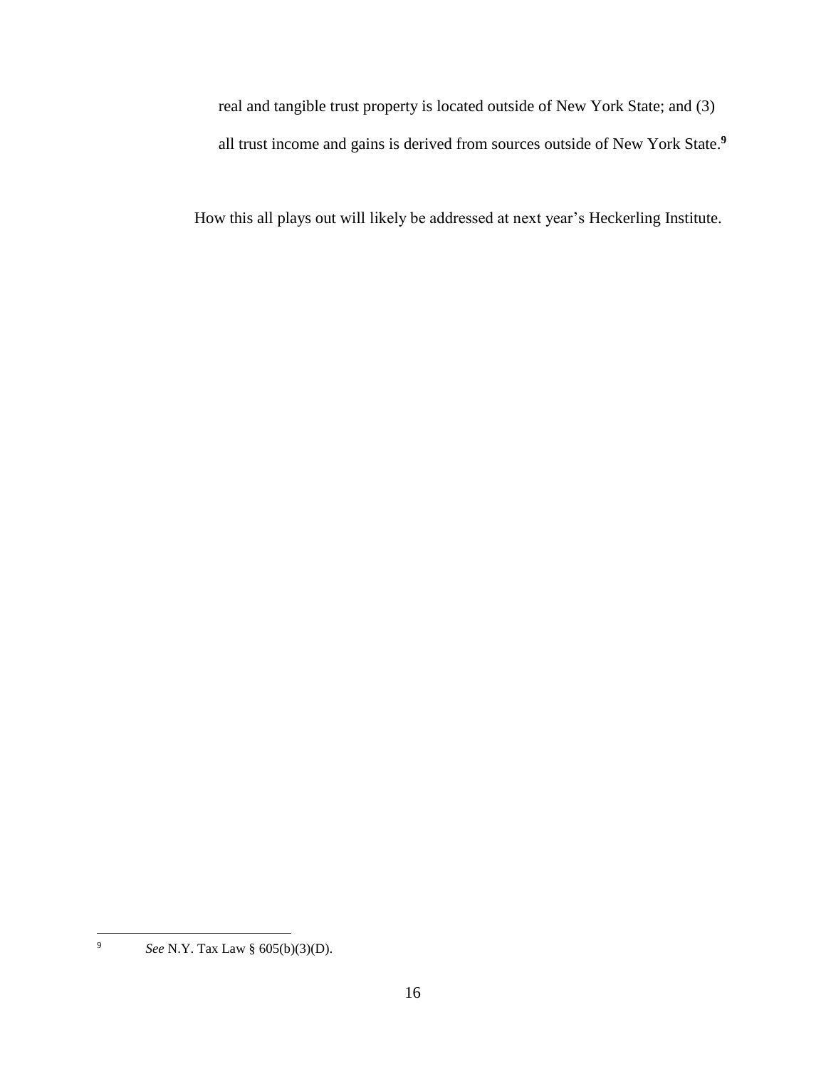real and tangible trust property is located outside of New York State; and (3) all trust income and gains is derived from sources outside of New York State.[9]

How this all plays out will likely be addressed at next year's Heckerling Institute.

---

[9] *See* N.Y. Tax Law § 605(b)(3)(D).